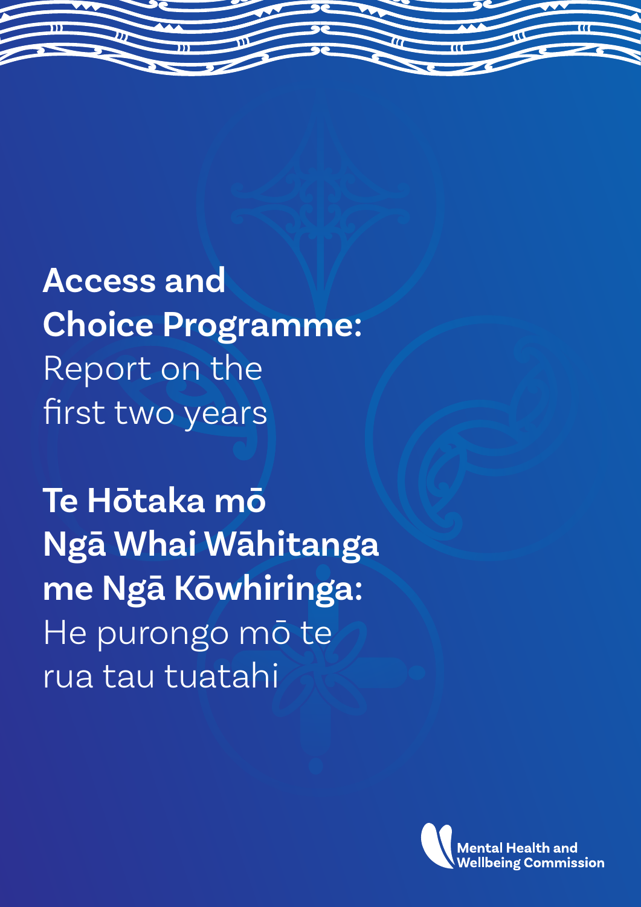# **Access and Choice Programme:** Report on the first two years

# **Te Hōtaka mō Ngā Whai Wāhitanga me Ngā Kōwhiringa:** He purongo mō te rua tau tuatahi

Mental Health and Wellbeing Commission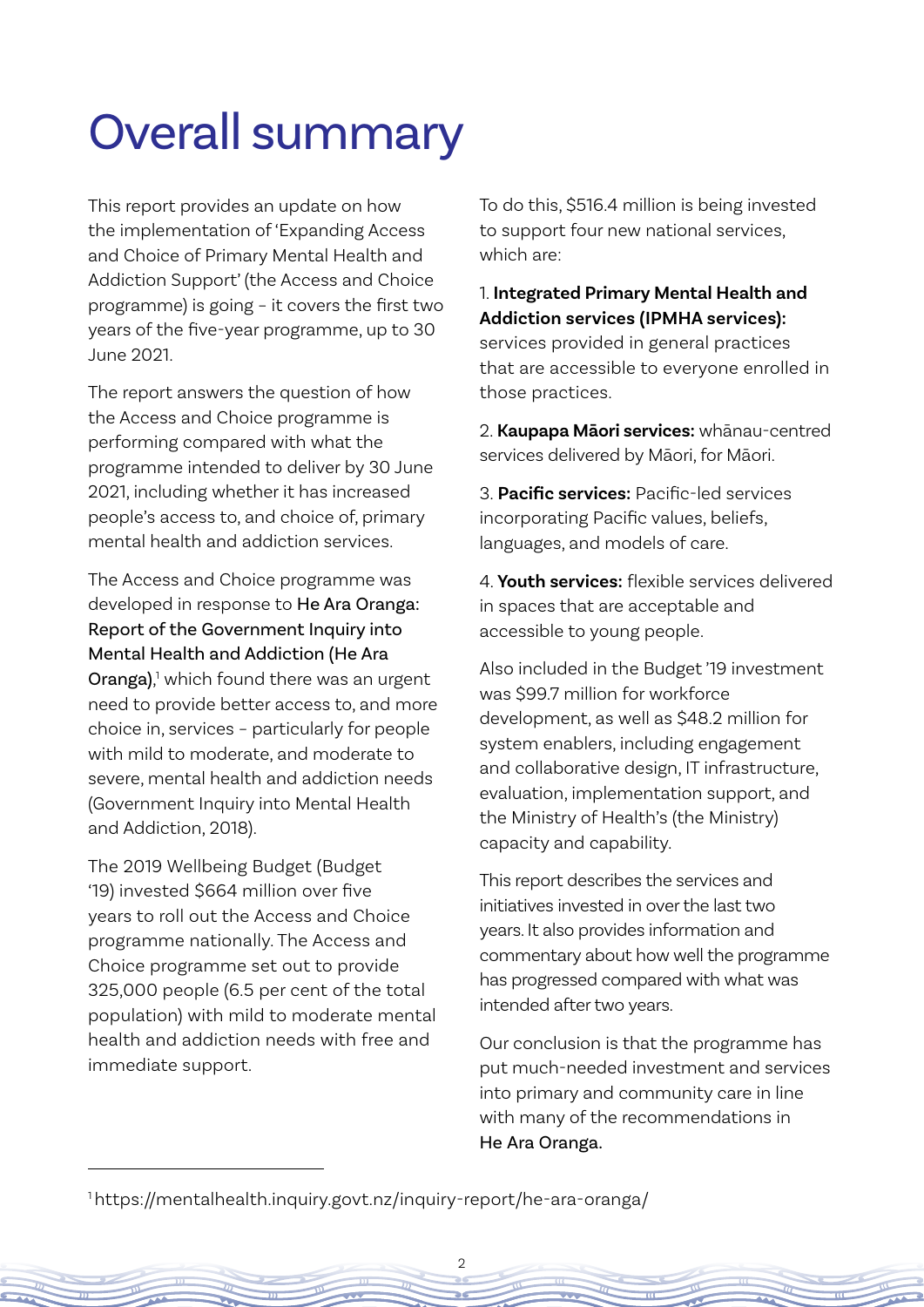# Overall summary

This report provides an update on how the implementation of 'Expanding Access and Choice of Primary Mental Health and Addiction Support' (the Access and Choice programme) is going – it covers the first two years of the five-year programme, up to 30 June 2021.

The report answers the question of how the Access and Choice programme is performing compared with what the programme intended to deliver by 30 June 2021, including whether it has increased people's access to, and choice of, primary mental health and addiction services.

The Access and Choice programme was developed in response to He Ara Oranga: Report of the Government Inquiry into Mental Health and Addiction (He Ara Oranga),[1] which found there was an urgent need to provide better access to, and more choice in, services – particularly for people with mild to moderate, and moderate to severe, mental health and addiction needs (Government Inquiry into Mental Health and Addiction, 2018).

The 2019 Wellbeing Budget (Budget '19) invested $664 million over five years to roll out the Access and Choice programme nationally. The Access and Choice programme set out to provide 325,000 people (6.5 per cent of the total population) with mild to moderate mental health and addiction needs with free and immediate support.

To do this, $516.4 million is being invested to support four new national services, which are:

1. **Integrated Primary Mental Health and Addiction services (IPMHA services):** services provided in general practices that are accessible to everyone enrolled in those practices.

2. **Kaupapa Māori services:** whānau-centred services delivered by Māori, for Māori.

3. **Pacific services:** Pacific-led services incorporating Pacific values, beliefs, languages, and models of care.

4. **Youth services:** flexible services delivered in spaces that are acceptable and accessible to young people.

Also included in the Budget '19 investment was $99.7 million for workforce development, as well as $48.2 million for system enablers, including engagement and collaborative design, IT infrastructure, evaluation, implementation support, and the Ministry of Health's (the Ministry) capacity and capability.

This report describes the services and initiatives invested in over the last two years. It also provides information and commentary about how well the programme has progressed compared with what was intended after two years.

Our conclusion is that the programme has put much-needed investment and services into primary and community care in line with many of the recommendations in He Ara Oranga.

[1] https://mentalhealth.inquiry.govt.nz/inquiry-report/he-ara-oranga/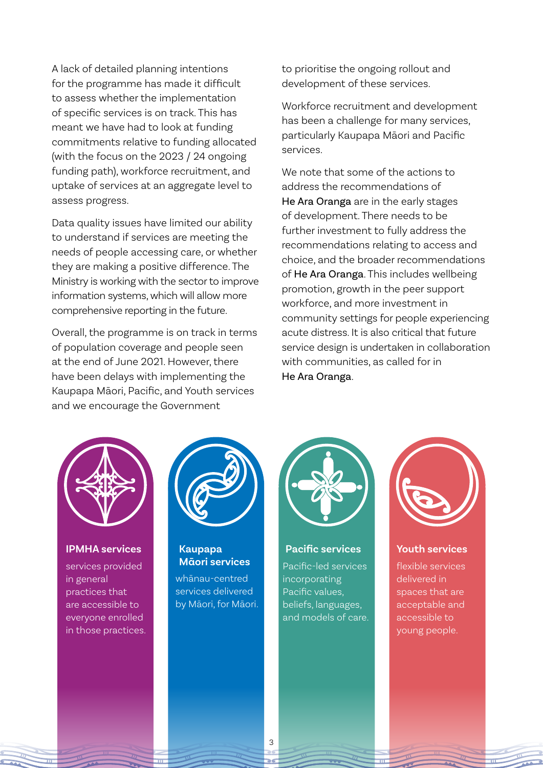A lack of detailed planning intentions for the programme has made it difficult to assess whether the implementation of specific services is on track. This has meant we have had to look at funding commitments relative to funding allocated (with the focus on the 2023 / 24 ongoing funding path), workforce recruitment, and uptake of services at an aggregate level to assess progress.

Data quality issues have limited our ability to understand if services are meeting the needs of people accessing care, or whether they are making a positive difference. The Ministry is working with the sector to improve information systems, which will allow more comprehensive reporting in the future.

Overall, the programme is on track in terms of population coverage and people seen at the end of June 2021. However, there have been delays with implementing the Kaupapa Māori, Pacific, and Youth services and we encourage the Government to prioritise the ongoing rollout and development of these services.

Workforce recruitment and development has been a challenge for many services, particularly Kaupapa Māori and Pacific services.

We note that some of the actions to address the recommendations of He Ara Oranga are in the early stages of development. There needs to be further investment to fully address the recommendations relating to access and choice, and the broader recommendations of He Ara Oranga. This includes wellbeing promotion, growth in the peer support workforce, and more investment in community settings for people experiencing acute distress. It is also critical that future service design is undertaken in collaboration with communities, as called for in He Ara Oranga.

**IPMHA services**

services provided in general practices that are accessible to everyone enrolled in those practices.

**Kaupapa Māori services**

whānau-centred services delivered by Māori, for Māori.

**Pacific services**

Pacific-led services incorporating Pacific values, beliefs, languages, and models of care.

**Youth services**

flexible services delivered in spaces that are acceptable and accessible to young people.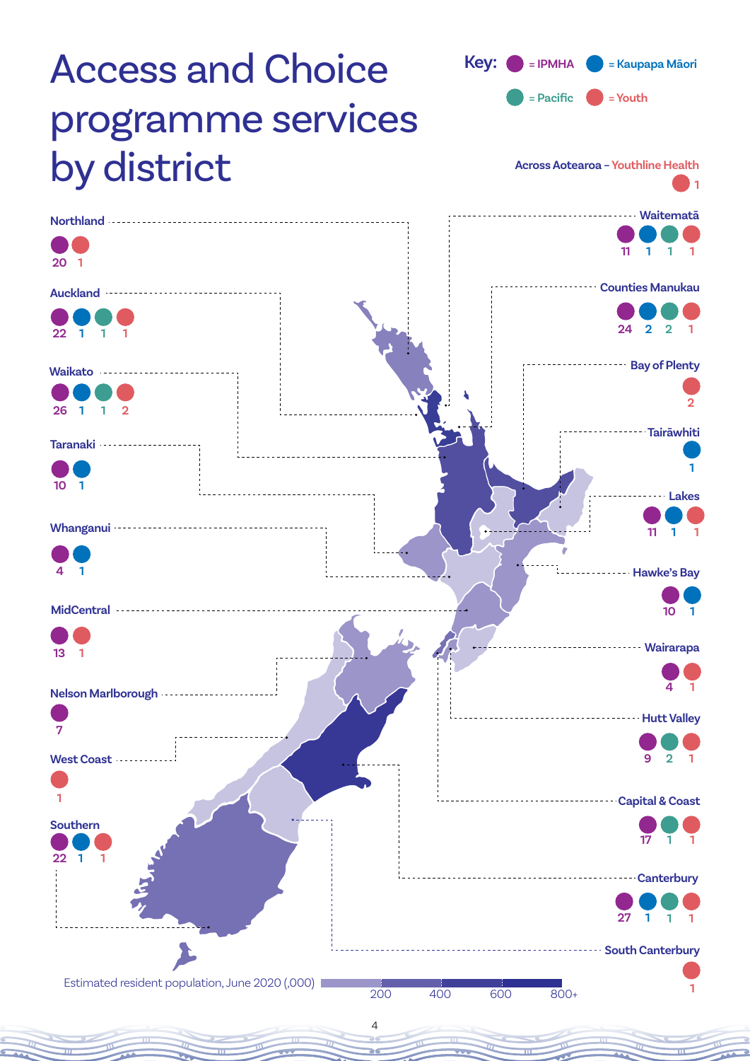# Access and Choice programme services by district

Key: = IPMHA = Kaupapa Māori = Pacific = Youth

Across Aotearoa – Youthline Health
1

Northland
20 1

Auckland
22 1 1 1

Waikato
26 1 1 2

Taranaki
10 1

Whanganui
4 1

MidCentral
13 1

Nelson Marlborough
7

West Coast
1

Southern
22 1 1

Waitematā
11 1 1 1

Counties Manukau
24 2 2 1

Bay of Plenty
2

Tairāwhiti
1

Lakes
11 1 1

Hawke's Bay
10 1

Wairarapa
4 1

Hutt Valley
9 2 1

Capital & Coast
17 1 1

Canterbury
27 1 1 1

South Canterbury
1

Estimated resident population, June 2020 (,000)
200 400 600 800+